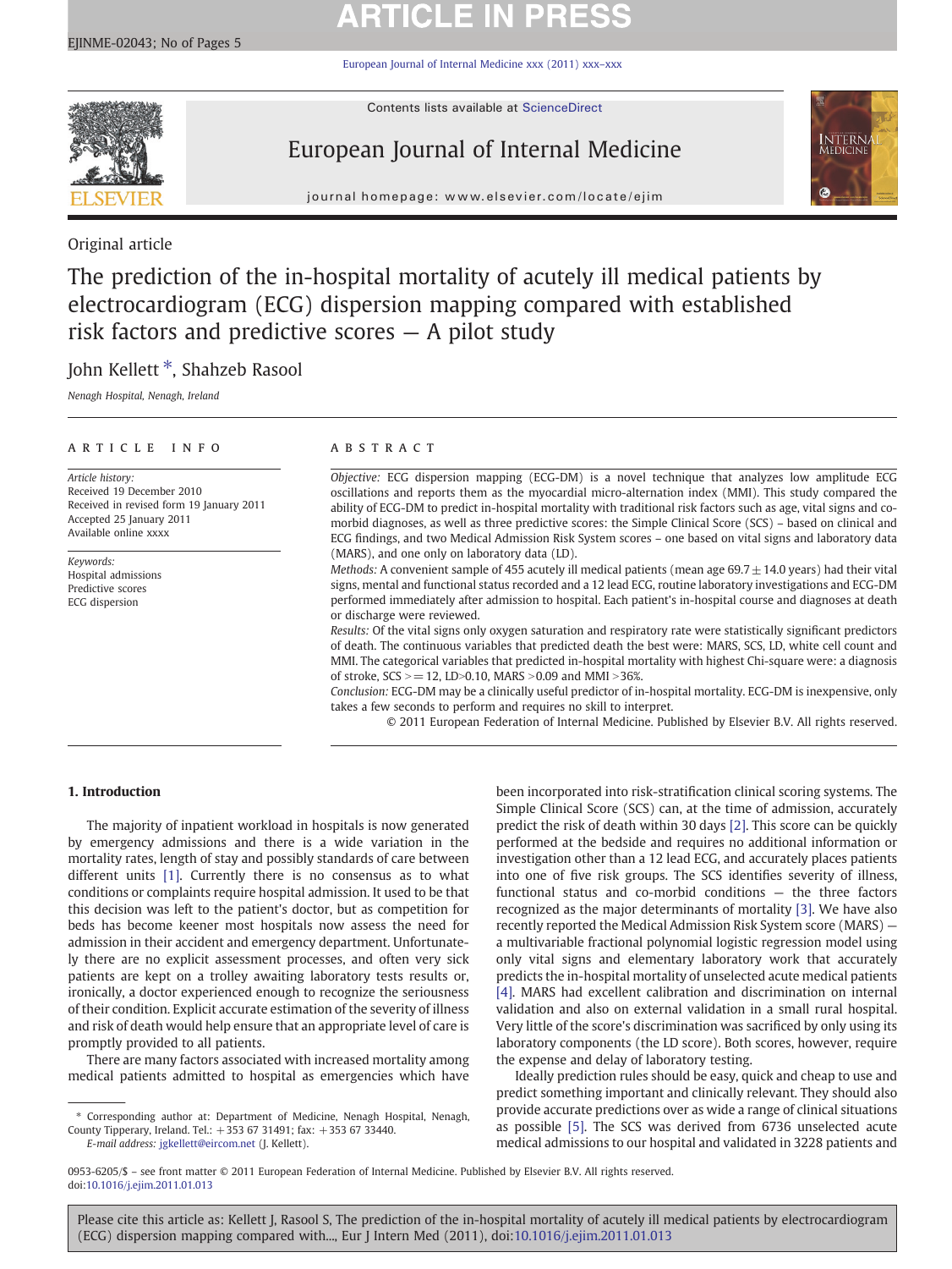Original article

# The prediction of the in-hospital mortality of acutely ill medical patients by electrocardiogram (ECG) dispersion mapping compared with established risk factors and predictive scores — A pilot study

John Kellett *, Shahzeb Rasool

*Nenagh Hospital, Nenagh, Ireland*

ARTICLE INFO

*Article history:*
Received 19 December 2010
Received in revised form 19 January 2011
Accepted 25 January 2011
Available online xxxx

*Keywords:*
Hospital admissions
Predictive scores
ECG dispersion

ABSTRACT

*Objective:* ECG dispersion mapping (ECG-DM) is a novel technique that analyzes low amplitude ECG oscillations and reports them as the myocardial micro-alternation index (MMI). This study compared the ability of ECG-DM to predict in-hospital mortality with traditional risk factors such as age, vital signs and co-morbid diagnoses, as well as three predictive scores: the Simple Clinical Score (SCS) – based on clinical and ECG findings, and two Medical Admission Risk System scores – one based on vital signs and laboratory data (MARS), and one only on laboratory data (LD).

*Methods:* A convenient sample of 455 acutely ill medical patients (mean age 69.7 ± 14.0 years) had their vital signs, mental and functional status recorded and a 12 lead ECG, routine laboratory investigations and ECG-DM performed immediately after admission to hospital. Each patient's in-hospital course and diagnoses at death or discharge were reviewed.

*Results:* Of the vital signs only oxygen saturation and respiratory rate were statistically significant predictors of death. The continuous variables that predicted death the best were: MARS, SCS, LD, white cell count and MMI. The categorical variables that predicted in-hospital mortality with highest Chi-square were: a diagnosis of stroke, SCS >= 12, LD>0.10, MARS >0.09 and MMI >36%.

*Conclusion:* ECG-DM may be a clinically useful predictor of in-hospital mortality. ECG-DM is inexpensive, only takes a few seconds to perform and requires no skill to interpret.

© 2011 European Federation of Internal Medicine. Published by Elsevier B.V. All rights reserved.

## 1. Introduction

The majority of inpatient workload in hospitals is now generated by emergency admissions and there is a wide variation in the mortality rates, length of stay and possibly standards of care between different units [1]. Currently there is no consensus as to what conditions or complaints require hospital admission. It used to be that this decision was left to the patient's doctor, but as competition for beds has become keener most hospitals now assess the need for admission in their accident and emergency department. Unfortunately there are no explicit assessment processes, and often very sick patients are kept on a trolley awaiting laboratory tests results or, ironically, a doctor experienced enough to recognize the seriousness of their condition. Explicit accurate estimation of the severity of illness and risk of death would help ensure that an appropriate level of care is promptly provided to all patients.

There are many factors associated with increased mortality among medical patients admitted to hospital as emergencies which have been incorporated into risk-stratification clinical scoring systems. The Simple Clinical Score (SCS) can, at the time of admission, accurately predict the risk of death within 30 days [2]. This score can be quickly performed at the bedside and requires no additional information or investigation other than a 12 lead ECG, and accurately places patients into one of five risk groups. The SCS identifies severity of illness, functional status and co-morbid conditions — the three factors recognized as the major determinants of mortality [3]. We have also recently reported the Medical Admission Risk System score (MARS) — a multivariable fractional polynomial logistic regression model using only vital signs and elementary laboratory work that accurately predicts the in-hospital mortality of unselected acute medical patients [4]. MARS had excellent calibration and discrimination on internal validation and also on external validation in a small rural hospital. Very little of the score's discrimination was sacrificed by only using its laboratory components (the LD score). Both scores, however, require the expense and delay of laboratory testing.

Ideally prediction rules should be easy, quick and cheap to use and predict something important and clinically relevant. They should also provide accurate predictions over as wide a range of clinical situations as possible [5]. The SCS was derived from 6736 unselected acute medical admissions to our hospital and validated in 3228 patients and

* Corresponding author at: Department of Medicine, Nenagh Hospital, Nenagh, County Tipperary, Ireland. Tel.: +353 67 31491; fax: +353 67 33440.
*E-mail address:* jgkellett@eircom.net (J. Kellett).

0953-6205/$ – see front matter © 2011 European Federation of Internal Medicine. Published by Elsevier B.V. All rights reserved.
doi:10.1016/j.ejim.2011.01.013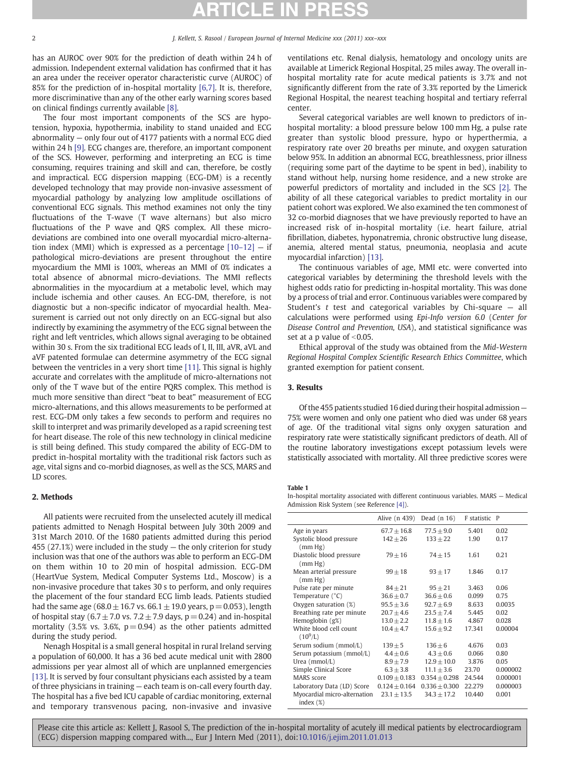has an AUROC over 90% for the prediction of death within 24 h of admission. Independent external validation has confirmed that it has an area under the receiver operator characteristic curve (AUROC) of 85% for the prediction of in-hospital mortality [6,7]. It is, therefore, more discriminative than any of the other early warning scores based on clinical findings currently available [8].

The four most important components of the SCS are hypotension, hypoxia, hypothermia, inability to stand unaided and ECG abnormality — only four out of 4177 patients with a normal ECG died within 24 h [9]. ECG changes are, therefore, an important component of the SCS. However, performing and interpreting an ECG is time consuming, requires training and skill and can, therefore, be costly and impractical. ECG dispersion mapping (ECG-DM) is a recently developed technology that may provide non-invasive assessment of myocardial pathology by analyzing low amplitude oscillations of conventional ECG signals. This method examines not only the tiny fluctuations of the T-wave (T wave alternans) but also micro fluctuations of the P wave and QRS complex. All these micro-deviations are combined into one overall myocardial micro-alternation index (MMI) which is expressed as a percentage [10–12] — if pathological micro-deviations are present throughout the entire myocardium the MMI is 100%, whereas an MMI of 0% indicates a total absence of abnormal micro-deviations. The MMI reflects abnormalities in the myocardium at a metabolic level, which may include ischemia and other causes. An ECG-DM, therefore, is not diagnostic but a non-specific indicator of myocardial health. Measurement is carried out not only directly on an ECG-signal but also indirectly by examining the asymmetry of the ECG signal between the right and left ventricles, which allows signal averaging to be obtained within 30 s. From the six traditional ECG leads of I, II, III, aVR, aVL and aVF patented formulae can determine asymmetry of the ECG signal between the ventricles in a very short time [11]. This signal is highly accurate and correlates with the amplitude of micro-alternations not only of the T wave but of the entire PQRS complex. This method is much more sensitive than direct "beat to beat" measurement of ECG micro-alternations, and this allows measurements to be performed at rest. ECG-DM only takes a few seconds to perform and requires no skill to interpret and was primarily developed as a rapid screening test for heart disease. The role of this new technology in clinical medicine is still being defined. This study compared the ability of ECG-DM to predict in-hospital mortality with the traditional risk factors such as age, vital signs and co-morbid diagnoses, as well as the SCS, MARS and LD scores.

## 2. Methods

All patients were recruited from the unselected acutely ill medical patients admitted to Nenagh Hospital between July 30th 2009 and 31st March 2010. Of the 1680 patients admitted during this period 455 (27.1%) were included in the study — the only criterion for study inclusion was that one of the authors was able to perform an ECG-DM on them within 10 to 20 min of hospital admission. ECG-DM (HeartVue System, Medical Computer Systems Ltd., Moscow) is a non-invasive procedure that takes 30 s to perform, and only requires the placement of the four standard ECG limb leads. Patients studied had the same age ($68.0 \pm 16.7$ vs. $66.1 \pm 19.0$ years, $p = 0.053$), length of hospital stay ($6.7 \pm 7.0$ vs. $7.2 \pm 7.9$ days, $p = 0.24$) and in-hospital mortality (3.5% vs. 3.6%, $p = 0.94$) as the other patients admitted during the study period.

Nenagh Hospital is a small general hospital in rural Ireland serving a population of 60,000. It has a 36 bed acute medical unit with 2800 admissions per year almost all of which are unplanned emergencies [13]. It is served by four consultant physicians each assisted by a team of three physicians in training — each team is on-call every fourth day. The hospital has a five bed ICU capable of cardiac monitoring, external and temporary transvenous pacing, non-invasive and invasive ventilations etc. Renal dialysis, hematology and oncology units are available at Limerick Regional Hospital, 25 miles away. The overall in-hospital mortality rate for acute medical patients is 3.7% and not significantly different from the rate of 3.3% reported by the Limerick Regional Hospital, the nearest teaching hospital and tertiary referral center.

Several categorical variables are well known to predictors of in-hospital mortality: a blood pressure below 100 mm Hg, a pulse rate greater than systolic blood pressure, hypo or hyperthermia, a respiratory rate over 20 breaths per minute, and oxygen saturation below 95%. In addition an abnormal ECG, breathlessness, prior illness (requiring some part of the daytime to be spent in bed), inability to stand without help, nursing home residence, and a new stroke are powerful predictors of mortality and included in the SCS [2]. The ability of all these categorical variables to predict mortality in our patient cohort was explored. We also examined the ten commonest of 32 co-morbid diagnoses that we have previously reported to have an increased risk of in-hospital mortality (i.e. heart failure, atrial fibrillation, diabetes, hyponatremia, chronic obstructive lung disease, anemia, altered mental status, pneumonia, neoplasia and acute myocardial infarction) [13].

The continuous variables of age, MMI etc. were converted into categorical variables by determining the threshold levels with the highest odds ratio for predicting in-hospital mortality. This was done by a process of trial and error. Continuous variables were compared by Student's *t* test and categorical variables by Chi-square — all calculations were performed using *Epi-Info version 6.0* (*Center for Disease Control and Prevention, USA*), and statistical significance was set at a p value of <0.05.

Ethical approval of the study was obtained from the *Mid-Western Regional Hospital Complex Scientific Research Ethics Committee*, which granted exemption for patient consent.

## 3. Results

Of the 455 patients studied 16 died during their hospital admission — 75% were women and only one patient who died was under 68 years of age. Of the traditional vital signs only oxygen saturation and respiratory rate were statistically significant predictors of death. All of the routine laboratory investigations except potassium levels were statistically associated with mortality. All three predictive scores were

**Table 1**
In-hospital mortality associated with different continuous variables. MARS — Medical Admission Risk System (see Reference [4]).

| | Alive (n 439) | Dead (n 16) | F statistic | P |
|---|---|---|---|---|
| Age in years | $67.7 \pm 16.8$ | $77.5 \pm 9.0$ | 5.401 | 0.02 |
| Systolic blood pressure (mm Hg) | $142 \pm 26$ | $133 \pm 22$ | 1.90 | 0.17 |
| Diastolic blood pressure (mm Hg) | $79 \pm 16$ | $74 \pm 15$ | 1.61 | 0.21 |
| Mean arterial pressure (mm Hg) | $99 \pm 18$ | $93 \pm 17$ | 1.846 | 0.17 |
| Pulse rate per minute | $84 \pm 21$ | $95 \pm 21$ | 3.463 | 0.06 |
| Temperature (°C) | $36.6 \pm 0.7$ | $36.6 \pm 0.6$ | 0.099 | 0.75 |
| Oxygen saturation (%) | $95.5 \pm 3.6$ | $92.7 \pm 6.9$ | 8.633 | 0.0035 |
| Breathing rate per minute | $20.7 \pm 4.6$ | $23.5 \pm 7.4$ | 5.445 | 0.02 |
| Hemoglobin (g%) | $13.0 \pm 2.2$ | $11.8 \pm 1.6$ | 4.867 | 0.028 |
| White blood cell count ($10^9$/L) | $10.4 \pm 4.7$ | $15.6 \pm 9.2$ | 17.341 | 0.00004 |
| Serum sodium (mmol/L) | $139 \pm 5$ | $136 \pm 6$ | 4.676 | 0.03 |
| Serum potassium (mmol/L) | $4.4 \pm 0.6$ | $4.3 \pm 0.6$ | 0.066 | 0.80 |
| Urea (mmol/L) | $8.9 \pm 7.9$ | $12.9 \pm 10.0$ | 3.876 | 0.05 |
| Simple Clinical Score | $6.3 \pm 3.8$ | $11.1 \pm 3.6$ | 23.70 | 0.000002 |
| MARS score | $0.109 \pm 0.183$ | $0.354 \pm 0.298$ | 24.544 | 0.000001 |
| Laboratory Data (LD) Score | $0.124 \pm 0.164$ | $0.336 \pm 0.300$ | 22.279 | 0.000003 |
| Myocardial micro-alternation index (%) | $23.1 \pm 13.5$ | $34.3 \pm 17.2$ | 10.440 | 0.001 |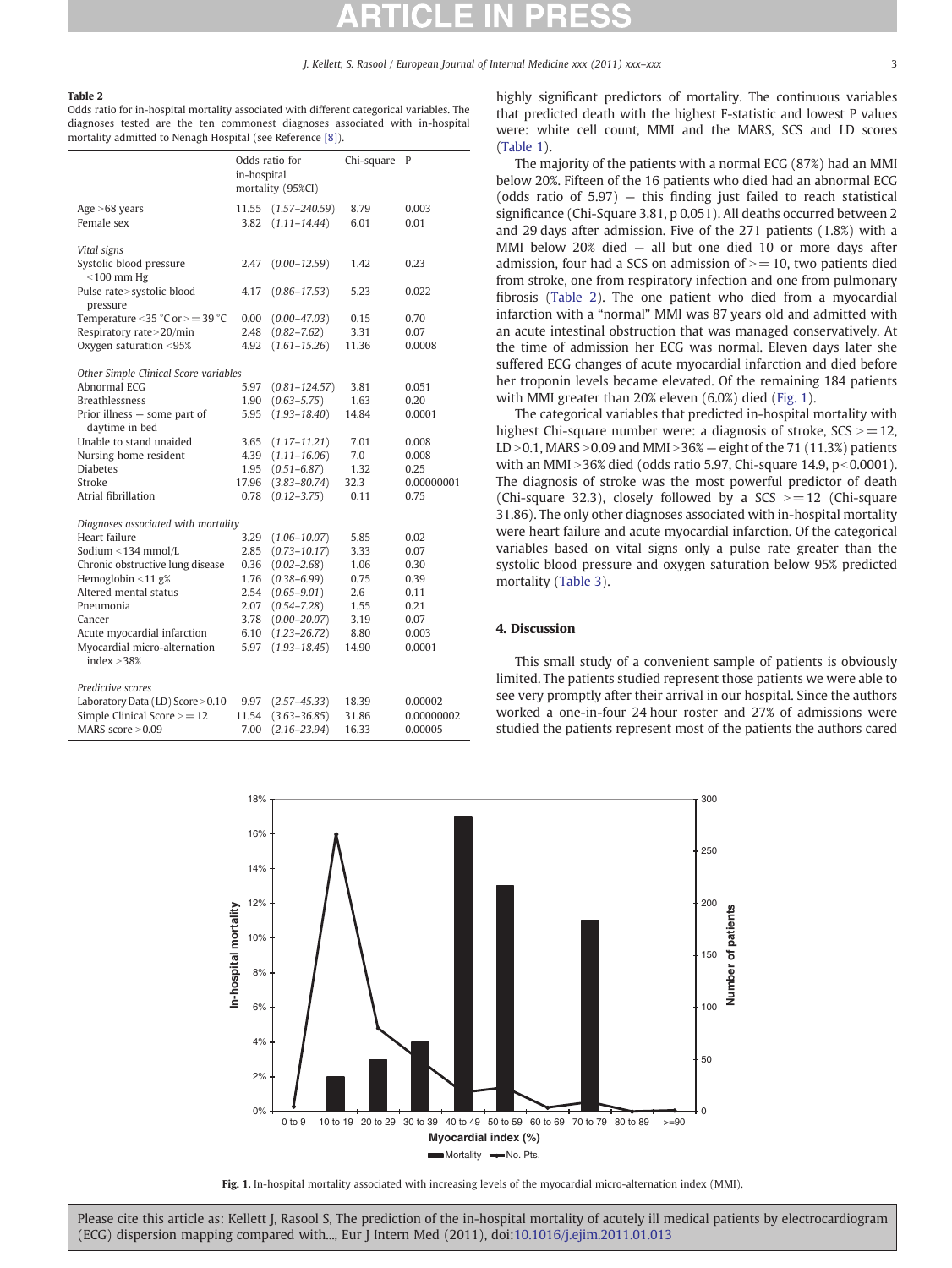**Table 2**

Odds ratio for in-hospital mortality associated with different categorical variables. The diagnoses tested are the ten commonest diagnoses associated with in-hospital mortality admitted to Nenagh Hospital (see Reference [8]).

| | Odds ratio for in-hospital mortality (95%CI) | Chi-square | P |
|---|---|---|---|
| Age >68 years | 11.55 (*1.57–240.59*) | 8.79 | 0.003 |
| Female sex | 3.82 (*1.11–14.44*) | 6.01 | 0.01 |
| *Vital signs* | | | |
| Systolic blood pressure <100 mm Hg | 2.47 (*0.00–12.59*) | 1.42 | 0.23 |
| Pulse rate>systolic blood pressure | 4.17 (*0.86–17.53*) | 5.23 | 0.022 |
| Temperature <35 °C or >= 39 °C | 0.00 (*0.00–47.03*) | 0.15 | 0.70 |
| Respiratory rate>20/min | 2.48 (*0.82–7.62*) | 3.31 | 0.07 |
| Oxygen saturation <95% | 4.92 (*1.61–15.26*) | 11.36 | 0.0008 |
| *Other Simple Clinical Score variables* | | | |
| Abnormal ECG | 5.97 (*0.81–124.57*) | 3.81 | 0.051 |
| Breathlessness | 1.90 (*0.63–5.75*) | 1.63 | 0.20 |
| Prior illness — some part of daytime in bed | 5.95 (*1.93–18.40*) | 14.84 | 0.0001 |
| Unable to stand unaided | 3.65 (*1.17–11.21*) | 7.01 | 0.008 |
| Nursing home resident | 4.39 (*1.11–16.06*) | 7.0 | 0.008 |
| Diabetes | 1.95 (*0.51–6.87*) | 1.32 | 0.25 |
| Stroke | 17.96 (*3.83–80.74*) | 32.3 | 0.00000001 |
| Atrial fibrillation | 0.78 (*0.12–3.75*) | 0.11 | 0.75 |
| *Diagnoses associated with mortality* | | | |
| Heart failure | 3.29 (*1.06–10.07*) | 5.85 | 0.02 |
| Sodium <134 mmol/L | 2.85 (*0.73–10.17*) | 3.33 | 0.07 |
| Chronic obstructive lung disease | 0.36 (*0.02–2.68*) | 1.06 | 0.30 |
| Hemoglobin <11 g% | 1.76 (*0.38–6.99*) | 0.75 | 0.39 |
| Altered mental status | 2.54 (*0.65–9.01*) | 2.6 | 0.11 |
| Pneumonia | 2.07 (*0.54–7.28*) | 1.55 | 0.21 |
| Cancer | 3.78 (*0.00–20.07*) | 3.19 | 0.07 |
| Acute myocardial infarction | 6.10 (*1.23–26.72*) | 8.80 | 0.003 |
| Myocardial micro-alternation index >38% | 5.97 (*1.93–18.45*) | 14.90 | 0.0001 |
| *Predictive scores* | | | |
| Laboratory Data (LD) Score >0.10 | 9.97 (*2.57–45.33*) | 18.39 | 0.00002 |
| Simple Clinical Score >= 12 | 11.54 (*3.63–36.85*) | 31.86 | 0.00000002 |
| MARS score >0.09 | 7.00 (*2.16–23.94*) | 16.33 | 0.00005 |

highly significant predictors of mortality. The continuous variables that predicted death with the highest F-statistic and lowest P values were: white cell count, MMI and the MARS, SCS and LD scores (Table 1).

The majority of the patients with a normal ECG (87%) had an MMI below 20%. Fifteen of the 16 patients who died had an abnormal ECG (odds ratio of 5.97) — this finding just failed to reach statistical significance (Chi-Square 3.81, p 0.051). All deaths occurred between 2 and 29 days after admission. Five of the 271 patients (1.8%) with a MMI below 20% died — all but one died 10 or more days after admission, four had a SCS on admission of >= 10, two patients died from stroke, one from respiratory infection and one from pulmonary fibrosis (Table 2). The one patient who died from a myocardial infarction with a "normal" MMI was 87 years old and admitted with an acute intestinal obstruction that was managed conservatively. At the time of admission her ECG was normal. Eleven days later she suffered ECG changes of acute myocardial infarction and died before her troponin levels became elevated. Of the remaining 184 patients with MMI greater than 20% eleven (6.0%) died (Fig. 1).

The categorical variables that predicted in-hospital mortality with highest Chi-square number were: a diagnosis of stroke, SCS >= 12, LD >0.1, MARS >0.09 and MMI >36% — eight of the 71 (11.3%) patients with an MMI >36% died (odds ratio 5.97, Chi-square 14.9, p<0.0001). The diagnosis of stroke was the most powerful predictor of death (Chi-square 32.3), closely followed by a SCS >= 12 (Chi-square 31.86). The only other diagnoses associated with in-hospital mortality were heart failure and acute myocardial infarction. Of the categorical variables based on vital signs only a pulse rate greater than the systolic blood pressure and oxygen saturation below 95% predicted mortality (Table 3).

## 4. Discussion

This small study of a convenient sample of patients is obviously limited. The patients studied represent those patients we were able to see very promptly after their arrival in our hospital. Since the authors worked a one-in-four 24 hour roster and 27% of admissions were studied the patients represent most of the patients the authors cared

**Fig. 1.** In-hospital mortality associated with increasing levels of the myocardial micro-alternation index (MMI).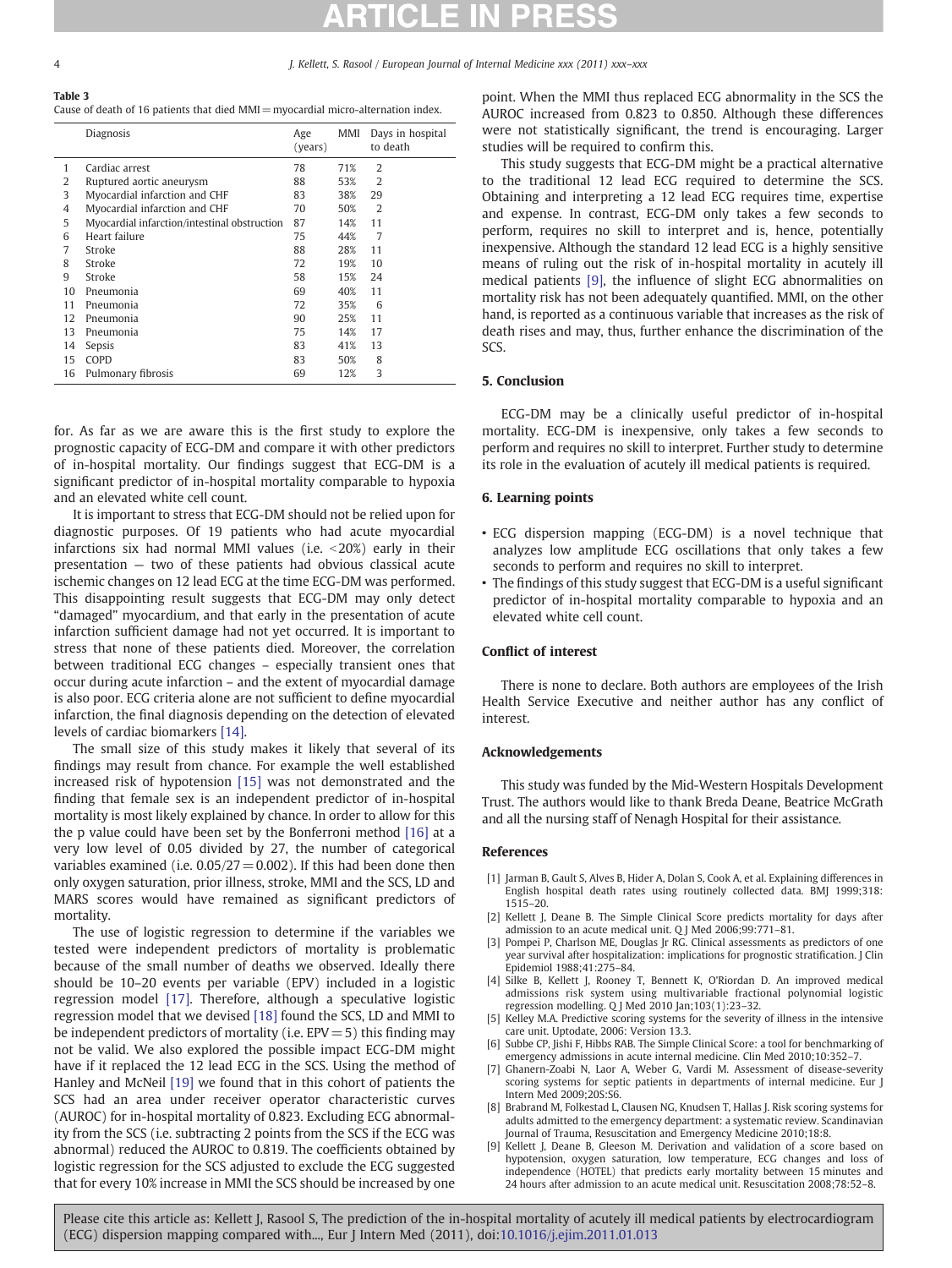**Table 3**
Cause of death of 16 patients that died MMI = myocardial micro-alternation index.

| | Diagnosis | Age (years) | MMI | Days in hospital to death |
|---|---|---|---|---|
| 1 | Cardiac arrest | 78 | 71% | 2 |
| 2 | Ruptured aortic aneurysm | 88 | 53% | 2 |
| 3 | Myocardial infarction and CHF | 83 | 38% | 29 |
| 4 | Myocardial infarction and CHF | 70 | 50% | 2 |
| 5 | Myocardial infarction/intestinal obstruction | 87 | 14% | 11 |
| 6 | Heart failure | 75 | 44% | 7 |
| 7 | Stroke | 88 | 28% | 11 |
| 8 | Stroke | 72 | 19% | 10 |
| 9 | Stroke | 58 | 15% | 24 |
| 10 | Pneumonia | 69 | 40% | 11 |
| 11 | Pneumonia | 72 | 35% | 6 |
| 12 | Pneumonia | 90 | 25% | 11 |
| 13 | Pneumonia | 75 | 14% | 17 |
| 14 | Sepsis | 83 | 41% | 13 |
| 15 | COPD | 83 | 50% | 8 |
| 16 | Pulmonary fibrosis | 69 | 12% | 3 |

for. As far as we are aware this is the first study to explore the prognostic capacity of ECG-DM and compare it with other predictors of in-hospital mortality. Our findings suggest that ECG-DM is a significant predictor of in-hospital mortality comparable to hypoxia and an elevated white cell count.

It is important to stress that ECG-DM should not be relied upon for diagnostic purposes. Of 19 patients who had acute myocardial infarctions six had normal MMI values (i.e. <20%) early in their presentation — two of these patients had obvious classical acute ischemic changes on 12 lead ECG at the time ECG-DM was performed. This disappointing result suggests that ECG-DM may only detect "damaged" myocardium, and that early in the presentation of acute infarction sufficient damage had not yet occurred. It is important to stress that none of these patients died. Moreover, the correlation between traditional ECG changes – especially transient ones that occur during acute infarction – and the extent of myocardial damage is also poor. ECG criteria alone are not sufficient to define myocardial infarction, the final diagnosis depending on the detection of elevated levels of cardiac biomarkers [14].

The small size of this study makes it likely that several of its findings may result from chance. For example the well established increased risk of hypotension [15] was not demonstrated and the finding that female sex is an independent predictor of in-hospital mortality is most likely explained by chance. In order to allow for this the p value could have been set by the Bonferroni method [16] at a very low level of 0.05 divided by 27, the number of categorical variables examined (i.e. $0.05/27 = 0.002$). If this had been done then only oxygen saturation, prior illness, stroke, MMI and the SCS, LD and MARS scores would have remained as significant predictors of mortality.

The use of logistic regression to determine if the variables we tested were independent predictors of mortality is problematic because of the small number of deaths we observed. Ideally there should be 10–20 events per variable (EPV) included in a logistic regression model [17]. Therefore, although a speculative logistic regression model that we devised [18] found the SCS, LD and MMI to be independent predictors of mortality (i.e. EPV = 5) this finding may not be valid. We also explored the possible impact ECG-DM might have if it replaced the 12 lead ECG in the SCS. Using the method of Hanley and McNeil [19] we found that in this cohort of patients the SCS had an area under receiver operator characteristic curves (AUROC) for in-hospital mortality of 0.823. Excluding ECG abnormality from the SCS (i.e. subtracting 2 points from the SCS if the ECG was abnormal) reduced the AUROC to 0.819. The coefficients obtained by logistic regression for the SCS adjusted to exclude the ECG suggested that for every 10% increase in MMI the SCS should be increased by one point. When the MMI thus replaced ECG abnormality in the SCS the AUROC increased from 0.823 to 0.850. Although these differences were not statistically significant, the trend is encouraging. Larger studies will be required to confirm this.

This study suggests that ECG-DM might be a practical alternative to the traditional 12 lead ECG required to determine the SCS. Obtaining and interpreting a 12 lead ECG requires time, expertise and expense. In contrast, ECG-DM only takes a few seconds to perform, requires no skill to interpret and is, hence, potentially inexpensive. Although the standard 12 lead ECG is a highly sensitive means of ruling out the risk of in-hospital mortality in acutely ill medical patients [9], the influence of slight ECG abnormalities on mortality risk has not been adequately quantified. MMI, on the other hand, is reported as a continuous variable that increases as the risk of death rises and may, thus, further enhance the discrimination of the SCS.

## 5. Conclusion

ECG-DM may be a clinically useful predictor of in-hospital mortality. ECG-DM is inexpensive, only takes a few seconds to perform and requires no skill to interpret. Further study to determine its role in the evaluation of acutely ill medical patients is required.

## 6. Learning points

- ECG dispersion mapping (ECG-DM) is a novel technique that analyzes low amplitude ECG oscillations that only takes a few seconds to perform and requires no skill to interpret.
- The findings of this study suggest that ECG-DM is a useful significant predictor of in-hospital mortality comparable to hypoxia and an elevated white cell count.

## Conflict of interest

There is none to declare. Both authors are employees of the Irish Health Service Executive and neither author has any conflict of interest.

## Acknowledgements

This study was funded by the Mid-Western Hospitals Development Trust. The authors would like to thank Breda Deane, Beatrice McGrath and all the nursing staff of Nenagh Hospital for their assistance.

## References

[1] Jarman B, Gault S, Alves B, Hider A, Dolan S, Cook A, et al. Explaining differences in English hospital death rates using routinely collected data. BMJ 1999;318: 1515–20.

[2] Kellett J, Deane B. The Simple Clinical Score predicts mortality for days after admission to an acute medical unit. Q J Med 2006;99:771–81.

[3] Pompei P, Charlson ME, Douglas Jr RG. Clinical assessments as predictors of one year survival after hospitalization: implications for prognostic stratification. J Clin Epidemiol 1988;41:275–84.

[4] Silke B, Kellett J, Rooney T, Bennett K, O'Riordan D. An improved medical admissions risk system using multivariable fractional polynomial logistic regression modelling. Q J Med 2010 Jan;103(1):23–32.

[5] Kelley M.A. Predictive scoring systems for the severity of illness in the intensive care unit. Uptodate, 2006: Version 13.3.

[6] Subbe CP, Jishi F, Hibbs RAB. The Simple Clinical Score: a tool for benchmarking of emergency admissions in acute internal medicine. Clin Med 2010;10:352–7.

[7] Ghanern-Zoabi N, Laor A, Weber G, Vardi M. Assessment of disease-severity scoring systems for septic patients in departments of internal medicine. Eur J Intern Med 2009;20S:S6.

[8] Brabrand M, Folkestad L, Clausen NG, Knudsen T, Hallas J. Risk scoring systems for adults admitted to the emergency department: a systematic review. Scandinavian Journal of Trauma, Resuscitation and Emergency Medicine 2010;18:8.

[9] Kellett J, Deane B, Gleeson M. Derivation and validation of a score based on hypotension, oxygen saturation, low temperature, ECG changes and loss of independence (HOTEL) that predicts early mortality between 15 minutes and 24 hours after admission to an acute medical unit. Resuscitation 2008;78:52–8.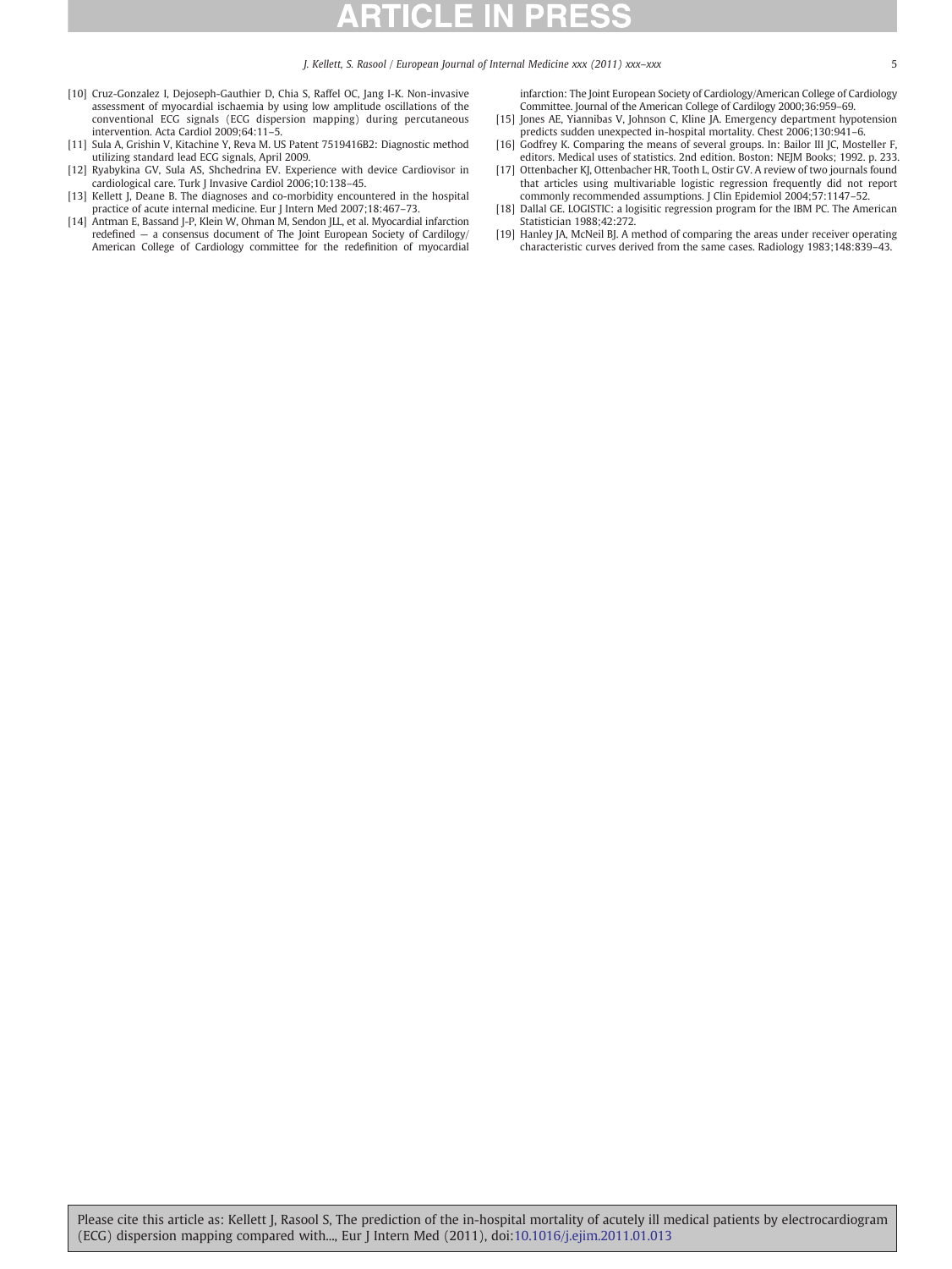[10] Cruz-Gonzalez I, Dejoseph-Gauthier D, Chia S, Raffel OC, Jang I-K. Non-invasive assessment of myocardial ischaemia by using low amplitude oscillations of the conventional ECG signals (ECG dispersion mapping) during percutaneous intervention. Acta Cardiol 2009;64:11–5.

[11] Sula A, Grishin V, Kitachine Y, Reva M. US Patent 7519416B2: Diagnostic method utilizing standard lead ECG signals, April 2009.

[12] Ryabykina GV, Sula AS, Shchedrina EV. Experience with device Cardiovisor in cardiological care. Turk J Invasive Cardiol 2006;10:138–45.

[13] Kellett J, Deane B. The diagnoses and co-morbidity encountered in the hospital practice of acute internal medicine. Eur J Intern Med 2007;18:467–73.

[14] Antman E, Bassand J-P, Klein W, Ohman M, Sendon JLL, et al. Myocardial infarction redefined — a consensus document of The Joint European Society of Cardilogy/American College of Cardiology committee for the redefinition of myocardial infarction: The Joint European Society of Cardiology/American College of Cardiology Committee. Journal of the American College of Cardilogy 2000;36:959–69.

[15] Jones AE, Yiannibas V, Johnson C, Kline JA. Emergency department hypotension predicts sudden unexpected in-hospital mortality. Chest 2006;130:941–6.

[16] Godfrey K. Comparing the means of several groups. In: Bailor III JC, Mosteller F, editors. Medical uses of statistics. 2nd edition. Boston: NEJM Books; 1992. p. 233.

[17] Ottenbacher KJ, Ottenbacher HR, Tooth L, Ostir GV. A review of two journals found that articles using multivariable logistic regression frequently did not report commonly recommended assumptions. J Clin Epidemiol 2004;57:1147–52.

[18] Dallal GE. LOGISTIC: a logisitic regression program for the IBM PC. The American Statistician 1988;42:272.

[19] Hanley JA, McNeil BJ. A method of comparing the areas under receiver operating characteristic curves derived from the same cases. Radiology 1983;148:839–43.

Please cite this article as: Kellett J, Rasool S, The prediction of the in-hospital mortality of acutely ill medical patients by electrocardiogram (ECG) dispersion mapping compared with..., Eur J Intern Med (2011), doi:10.1016/j.ejim.2011.01.013